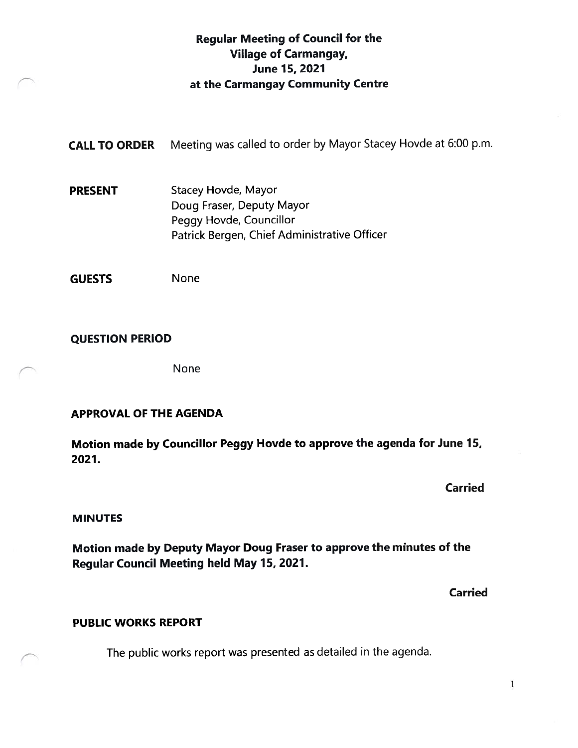# Regular Meeting of Council for the Village of Carmangay, June 15, 2021 at the Carmangay Community Centre

**CALL TO ORDER** Meeting was called to order by Mayor Stacey Hovde at 6:00 p.m.

**PRESENT**
Stacey Hovde, Mayor
Doug Fraser, Deputy Mayor
Peggy Hovde, Councillor
Patrick Bergen, Chief Administrative Officer

**GUESTS** None

**QUESTION PERIOD**

None

**APPROVAL OF THE AGENDA**

**Motion made by Councillor Peggy Hovde to approve the agenda for June 15, 2021.**

**Carried**

**MINUTES**

**Motion made by Deputy Mayor Doug Fraser to approve the minutes of the Regular Council Meeting held May 15, 2021.**

**Carried**

**PUBLIC WORKS REPORT**

The public works report was presented as detailed in the agenda.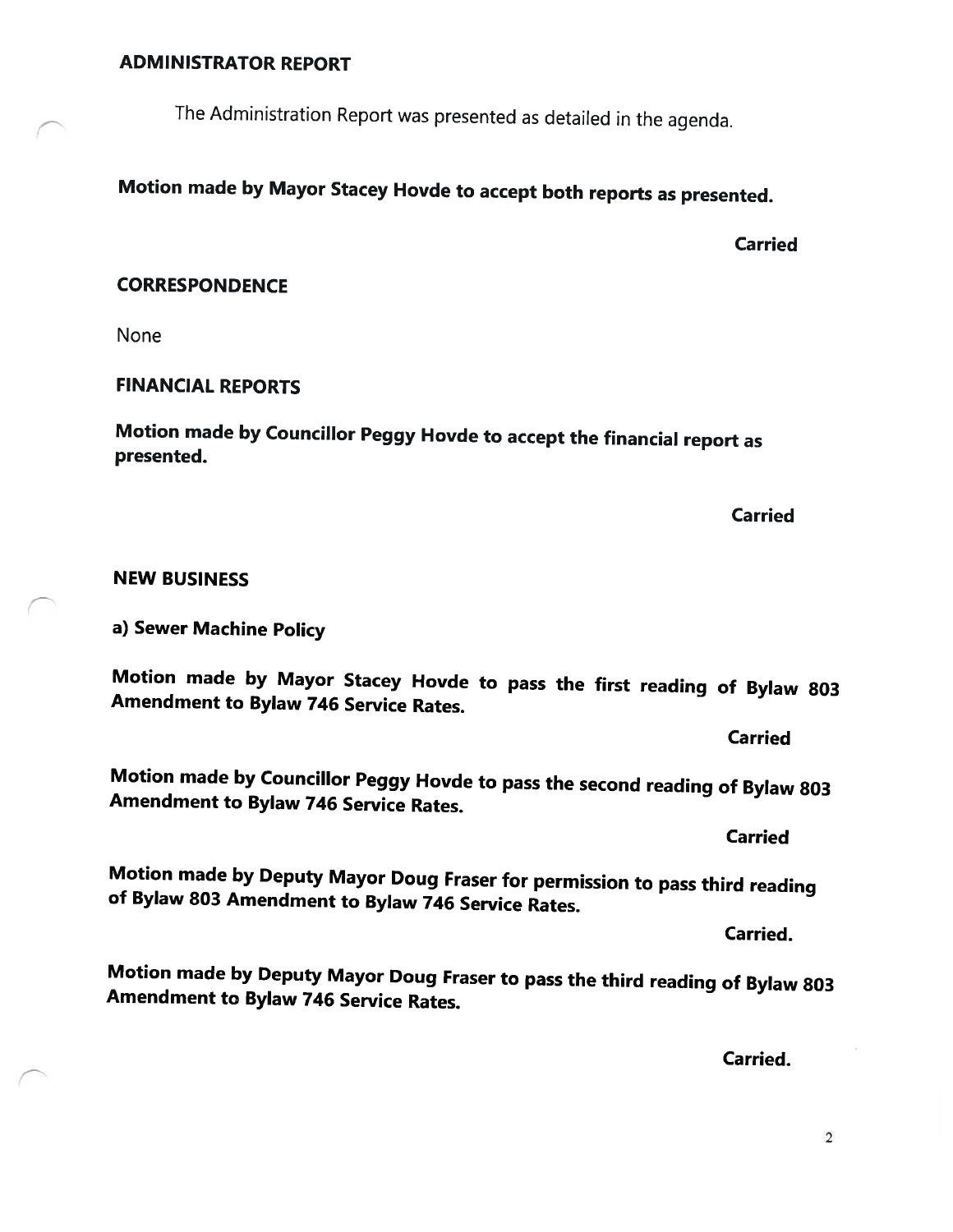## ADMINISTRATOR REPORT

The Administration Report was presented as detailed in the agenda.

**Motion made by Mayor Stacey Hovde to accept both reports as presented.**

**Carried**

## CORRESPONDENCE

None

## FINANCIAL REPORTS

**Motion made by Councillor Peggy Hovde to accept the financial report as presented.**

**Carried**

## NEW BUSINESS

**a) Sewer Machine Policy**

**Motion made by Mayor Stacey Hovde to pass the first reading of Bylaw 803 Amendment to Bylaw 746 Service Rates.**

**Carried**

**Motion made by Councillor Peggy Hovde to pass the second reading of Bylaw 803 Amendment to Bylaw 746 Service Rates.**

**Carried**

**Motion made by Deputy Mayor Doug Fraser for permission to pass third reading of Bylaw 803 Amendment to Bylaw 746 Service Rates.**

**Carried.**

**Motion made by Deputy Mayor Doug Fraser to pass the third reading of Bylaw 803 Amendment to Bylaw 746 Service Rates.**

**Carried.**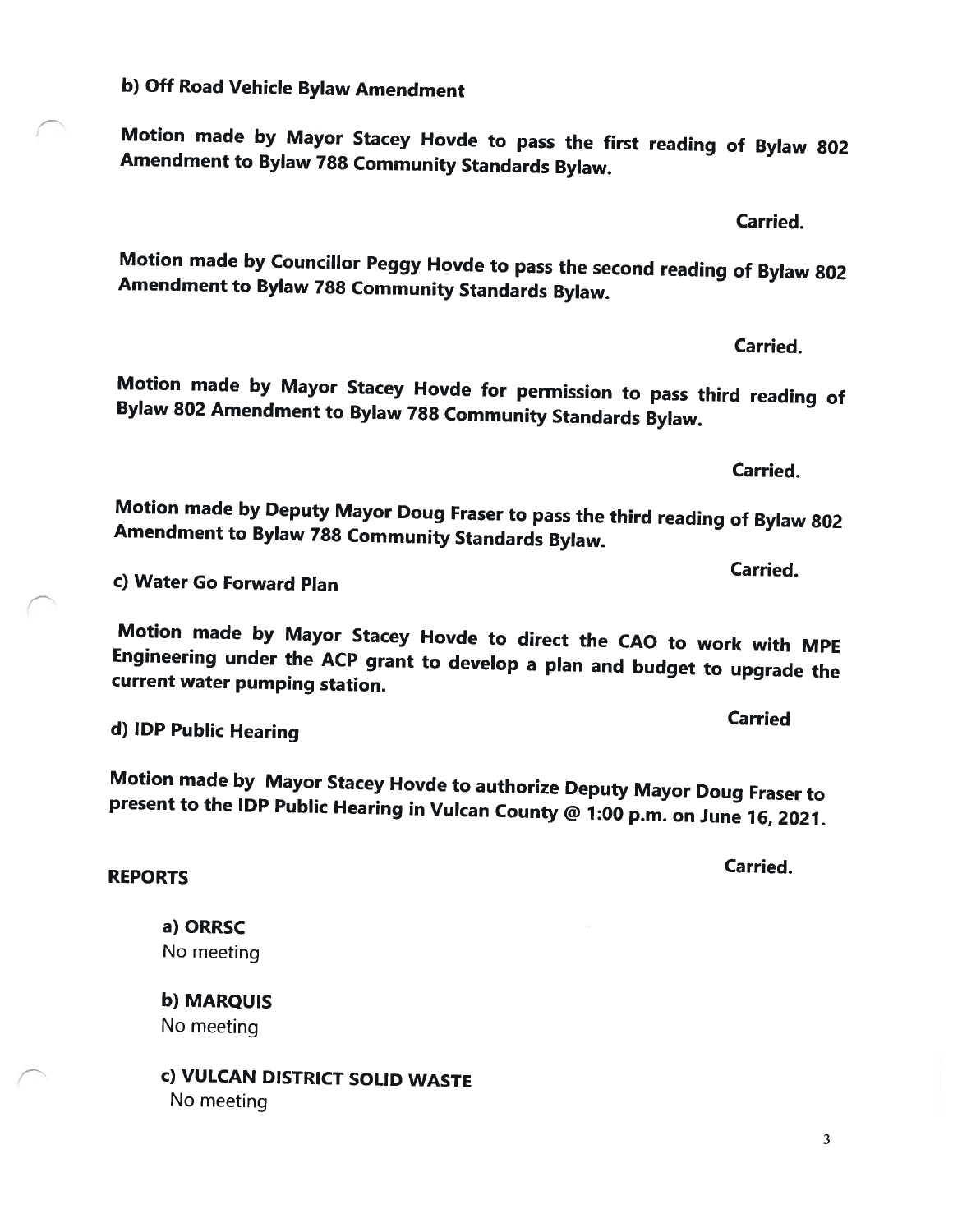**b) Off Road Vehicle Bylaw Amendment**

**Motion made by Mayor Stacey Hovde to pass the first reading of Bylaw 802 Amendment to Bylaw 788 Community Standards Bylaw.**

**Carried.**

**Motion made by Councillor Peggy Hovde to pass the second reading of Bylaw 802 Amendment to Bylaw 788 Community Standards Bylaw.**

**Carried.**

**Motion made by Mayor Stacey Hovde for permission to pass third reading of Bylaw 802 Amendment to Bylaw 788 Community Standards Bylaw.**

**Carried.**

**Motion made by Deputy Mayor Doug Fraser to pass the third reading of Bylaw 802 Amendment to Bylaw 788 Community Standards Bylaw.**

**Carried.**

**c) Water Go Forward Plan**

**Motion made by Mayor Stacey Hovde to direct the CAO to work with MPE Engineering under the ACP grant to develop a plan and budget to upgrade the current water pumping station.**

**Carried**

**d) IDP Public Hearing**

**Motion made by Mayor Stacey Hovde to authorize Deputy Mayor Doug Fraser to present to the IDP Public Hearing in Vulcan County @ 1:00 p.m. on June 16, 2021.**

**Carried.**

**REPORTS**

**a) ORRSC**
No meeting

**b) MARQUIS**
No meeting

**c) VULCAN DISTRICT SOLID WASTE**
No meeting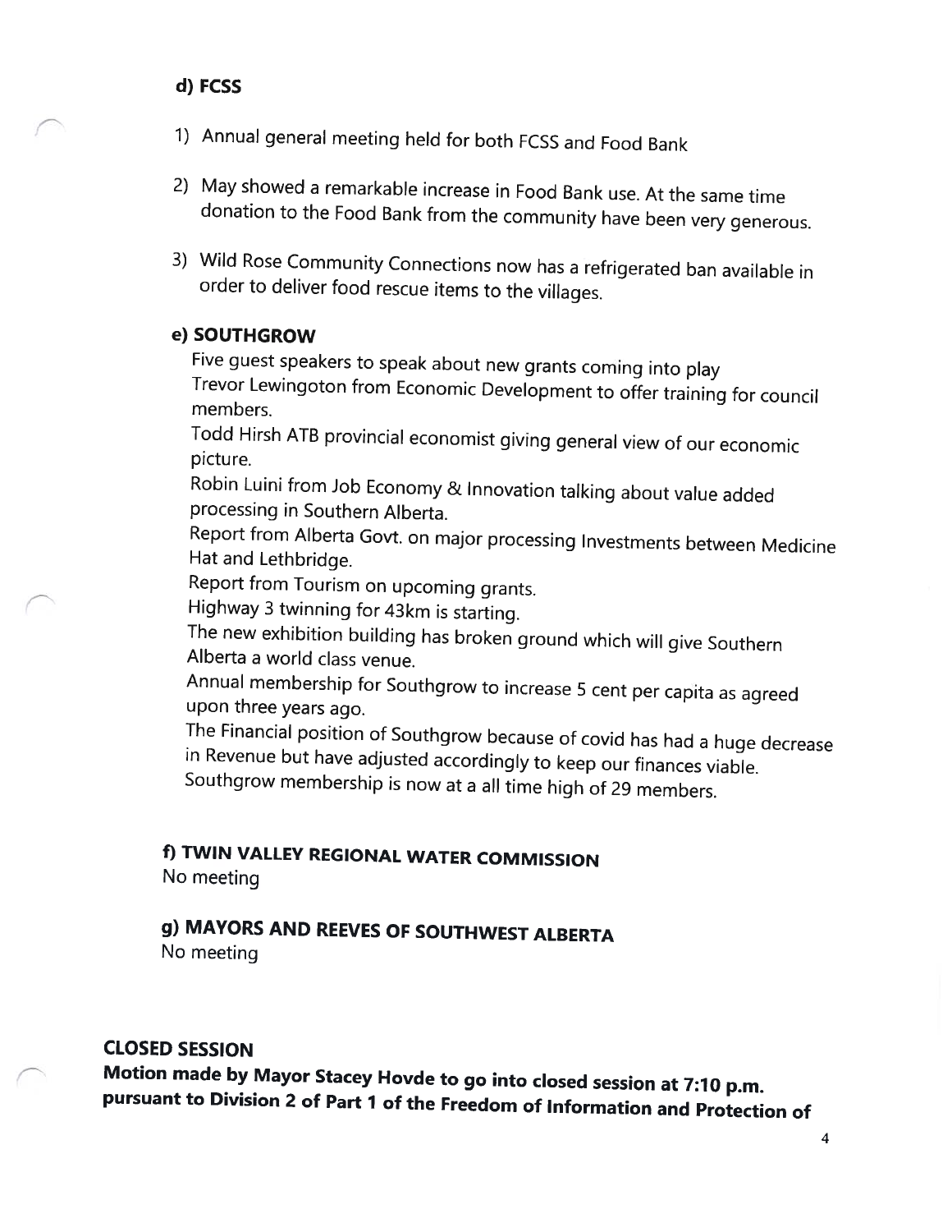**d) FCSS**

1) Annual general meeting held for both FCSS and Food Bank

2) May showed a remarkable increase in Food Bank use. At the same time donation to the Food Bank from the community have been very generous.

3) Wild Rose Community Connections now has a refrigerated ban available in order to deliver food rescue items to the villages.

**e) SOUTHGROW**

Five guest speakers to speak about new grants coming into play
Trevor Lewingoton from Economic Development to offer training for council members.
Todd Hirsh ATB provincial economist giving general view of our economic picture.
Robin Luini from Job Economy & Innovation talking about value added processing in Southern Alberta.
Report from Alberta Govt. on major processing Investments between Medicine Hat and Lethbridge.
Report from Tourism on upcoming grants.
Highway 3 twinning for 43km is starting.
The new exhibition building has broken ground which will give Southern Alberta a world class venue.
Annual membership for Southgrow to increase 5 cent per capita as agreed upon three years ago.
The Financial position of Southgrow because of covid has had a huge decrease in Revenue but have adjusted accordingly to keep our finances viable.
Southgrow membership is now at a all time high of 29 members.

**f) TWIN VALLEY REGIONAL WATER COMMISSION**
No meeting

**g) MAYORS AND REEVES OF SOUTHWEST ALBERTA**
No meeting

**CLOSED SESSION**
**Motion made by Mayor Stacey Hovde to go into closed session at 7:10 p.m. pursuant to Division 2 of Part 1 of the Freedom of Information and Protection of**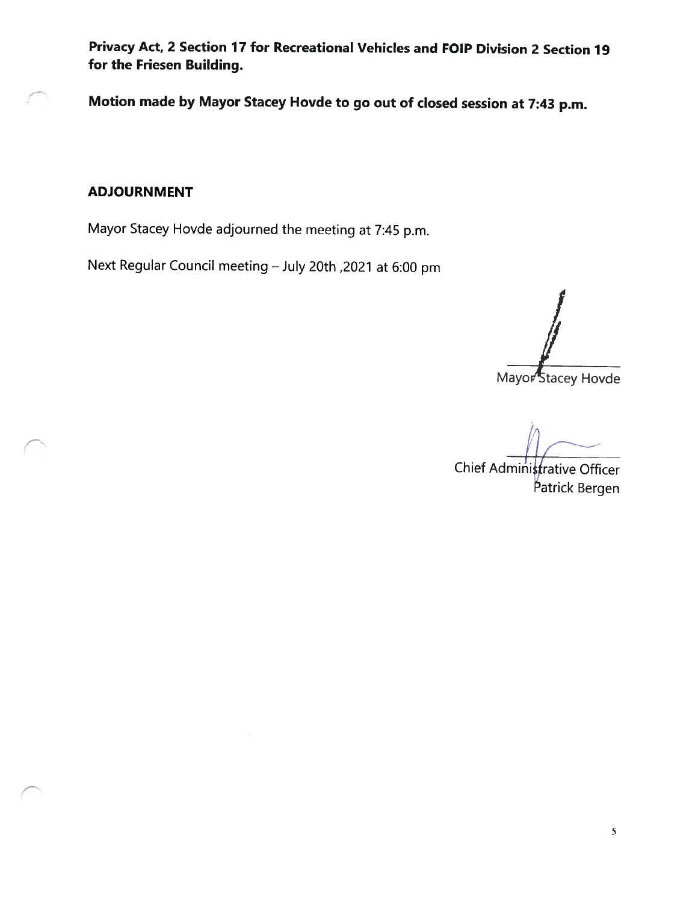**Privacy Act, 2 Section 17 for Recreational Vehicles and FOIP Division 2 Section 19 for the Friesen Building.**

**Motion made by Mayor Stacey Hovde to go out of closed session at 7:43 p.m.**

## ADJOURNMENT

Mayor Stacey Hovde adjourned the meeting at 7:45 p.m.

Next Regular Council meeting – July 20th ,2021 at 6:00 pm

Mayor Stacey Hovde

Chief Administrative Officer
Patrick Bergen